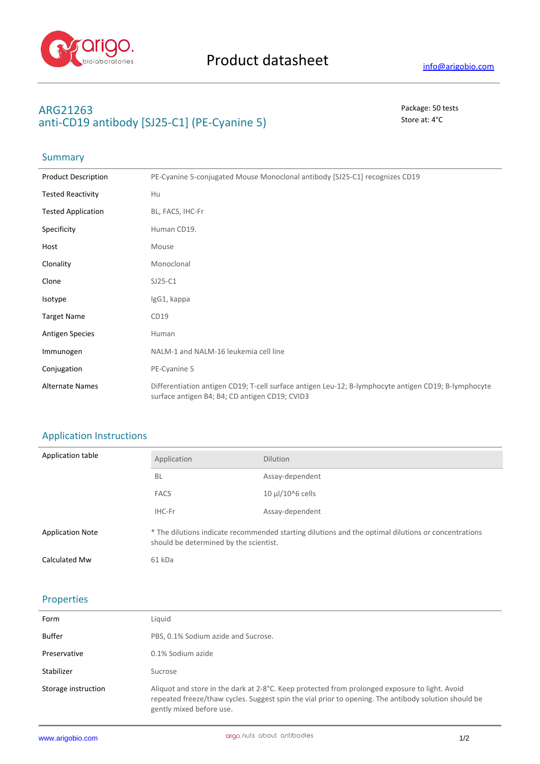# Product datasheet

info@arigobio.com

## ARG21263
## anti-CD19 antibody [SJ25-C1] (PE-Cyanine 5)

Package: 50 tests
Store at: 4°C

### Summary

| | |
|---|---|
| Product Description | PE-Cyanine 5-conjugated Mouse Monoclonal antibody [SJ25-C1] recognizes CD19 |
| Tested Reactivity | Hu |
| Tested Application | BL, FACS, IHC-Fr |
| Specificity | Human CD19. |
| Host | Mouse |
| Clonality | Monoclonal |
| Clone | SJ25-C1 |
| Isotype | IgG1, kappa |
| Target Name | CD19 |
| Antigen Species | Human |
| Immunogen | NALM-1 and NALM-16 leukemia cell line |
| Conjugation | PE-Cyanine 5 |
| Alternate Names | Differentiation antigen CD19; T-cell surface antigen Leu-12; B-lymphocyte antigen CD19; B-lymphocyte surface antigen B4; B4; CD antigen CD19; CVID3 |

### Application Instructions

Application table

| Application | Dilution |
|---|---|
| BL | Assay-dependent |
| FACS | 10 µl/10^6 cells |
| IHC-Fr | Assay-dependent |

| | |
|---|---|
| Application Note | * The dilutions indicate recommended starting dilutions and the optimal dilutions or concentrations should be determined by the scientist. |
| Calculated Mw | 61 kDa |

### Properties

| | |
|---|---|
| Form | Liquid |
| Buffer | PBS, 0.1% Sodium azide and Sucrose. |
| Preservative | 0.1% Sodium azide |
| Stabilizer | Sucrose |
| Storage instruction | Aliquot and store in the dark at 2-8°C. Keep protected from prolonged exposure to light. Avoid repeated freeze/thaw cycles. Suggest spin the vial prior to opening. The antibody solution should be gently mixed before use. |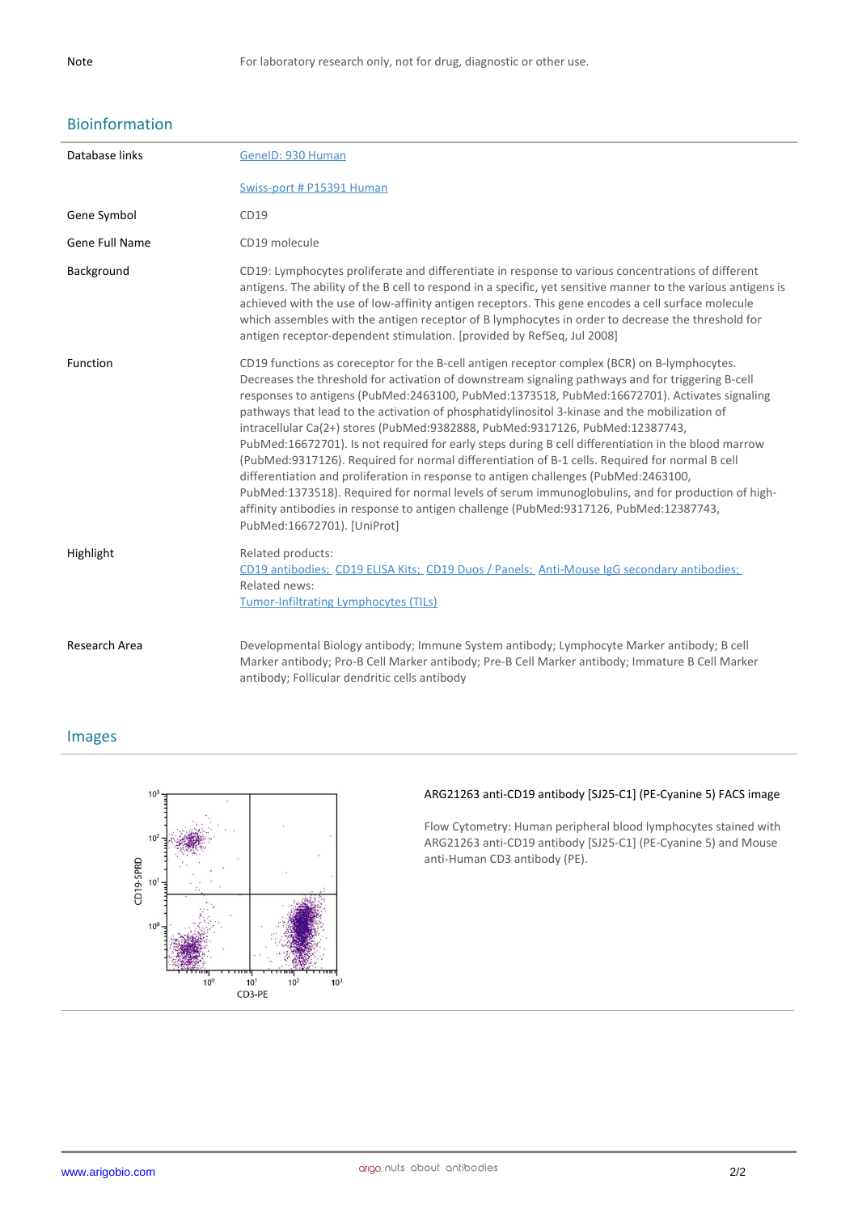| | |
|---|---|
| Note | For laboratory research only, not for drug, diagnostic or other use. |

## Bioinformation

| | |
|---|---|
| Database links | GeneID: 930 Human<br><br>Swiss-port # P15391 Human |
| Gene Symbol | CD19 |
| Gene Full Name | CD19 molecule |
| Background | CD19: Lymphocytes proliferate and differentiate in response to various concentrations of different antigens. The ability of the B cell to respond in a specific, yet sensitive manner to the various antigens is achieved with the use of low-affinity antigen receptors. This gene encodes a cell surface molecule which assembles with the antigen receptor of B lymphocytes in order to decrease the threshold for antigen receptor-dependent stimulation. [provided by RefSeq, Jul 2008] |
| Function | CD19 functions as coreceptor for the B-cell antigen receptor complex (BCR) on B-lymphocytes. Decreases the threshold for activation of downstream signaling pathways and for triggering B-cell responses to antigens (PubMed:2463100, PubMed:1373518, PubMed:16672701). Activates signaling pathways that lead to the activation of phosphatidylinositol 3-kinase and the mobilization of intracellular Ca(2+) stores (PubMed:9382888, PubMed:9317126, PubMed:12387743, PubMed:16672701). Is not required for early steps during B cell differentiation in the blood marrow (PubMed:9317126). Required for normal differentiation of B-1 cells. Required for normal B cell differentiation and proliferation in response to antigen challenges (PubMed:2463100, PubMed:1373518). Required for normal levels of serum immunoglobulins, and for production of high-affinity antibodies in response to antigen challenge (PubMed:9317126, PubMed:12387743, PubMed:16672701). [UniProt] |
| Highlight | Related products:<br>CD19 antibodies; CD19 ELISA Kits; CD19 Duos / Panels; Anti-Mouse IgG secondary antibodies;<br>Related news:<br>Tumor-Infiltrating Lymphocytes (TILs) |
| Research Area | Developmental Biology antibody; Immune System antibody; Lymphocyte Marker antibody; B cell Marker antibody; Pro-B Cell Marker antibody; Pre-B Cell Marker antibody; Immature B Cell Marker antibody; Follicular dendritic cells antibody |

## Images

CD19-SPRD
CD3-PE
$10^0$ $10^1$ $10^2$ $10^3$

**ARG21263 anti-CD19 antibody [SJ25-C1] (PE-Cyanine 5) FACS image**

Flow Cytometry: Human peripheral blood lymphocytes stained with ARG21263 anti-CD19 antibody [SJ25-C1] (PE-Cyanine 5) and Mouse anti-Human CD3 antibody (PE).